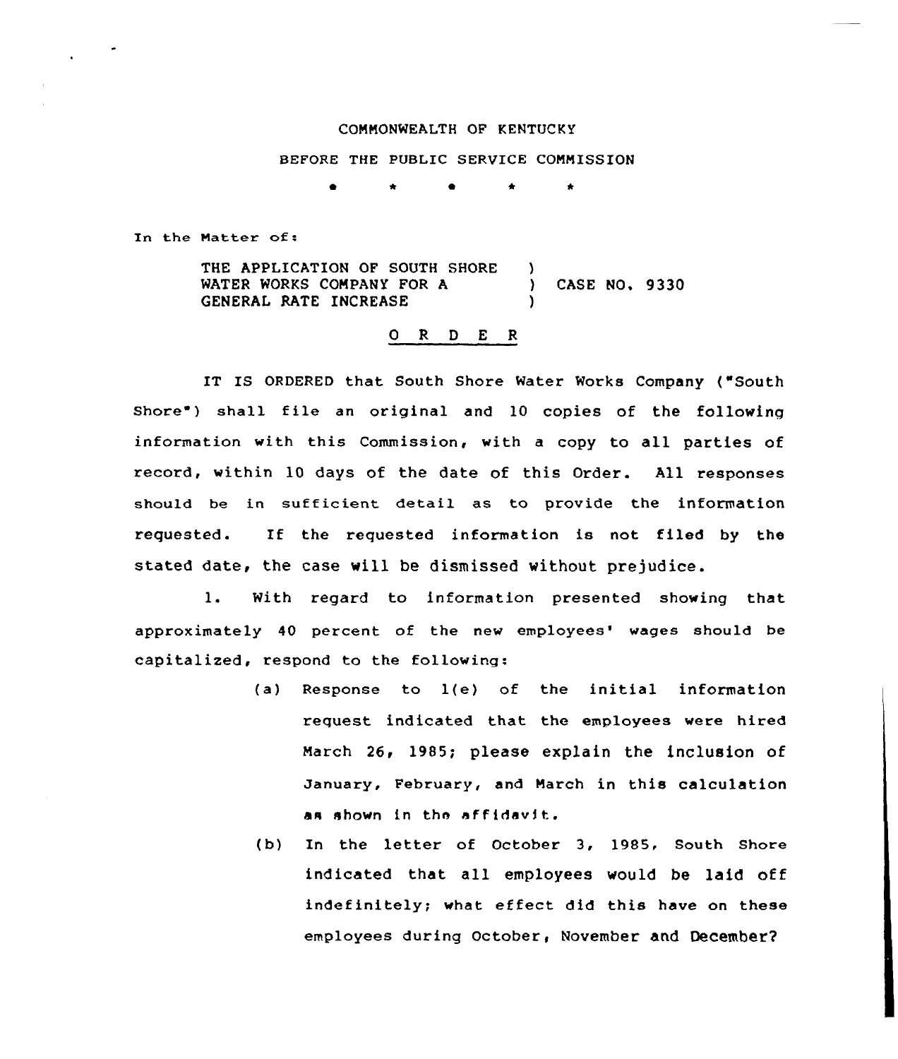COMMONWEALTH OF KENTUCKY

BEFORE THE PUBLIC SERVICE COMMISSION

\* \* \* \* \*

In the Matter of:

THE APPLICATION OF SOUTH SHORE WATER WORKS COMPANY FOR A GENERAL RATE INCREASE ) CASE NO. 9330

## O R D E R

IT IS ORDERED that South Shore Water Works Company ("South Shore") shall file an original and 10 copies of the following information with this Commission, with a copy to all parties of record, within 10 days of the date of this Order. All responses should be in sufficient detail as to provide the information requested. If the requested information is not filed by the stated date, the case will be dismissed without prejudice.

1. With regard to information presented showing that approximately 40 percent of the new employees' wages should be capitalized, respond to the following:

   (a) Response to 1(e) of the initial information request indicated that the employees were hired March 26, 1985; please explain the inclusion of January, February, and March in this calculation as shown in the affidavit.

   (b) In the letter of October 3, 1985, South Shore indicated that all employees would be laid off indefinitely; what effect did this have on these employees during October, November and December?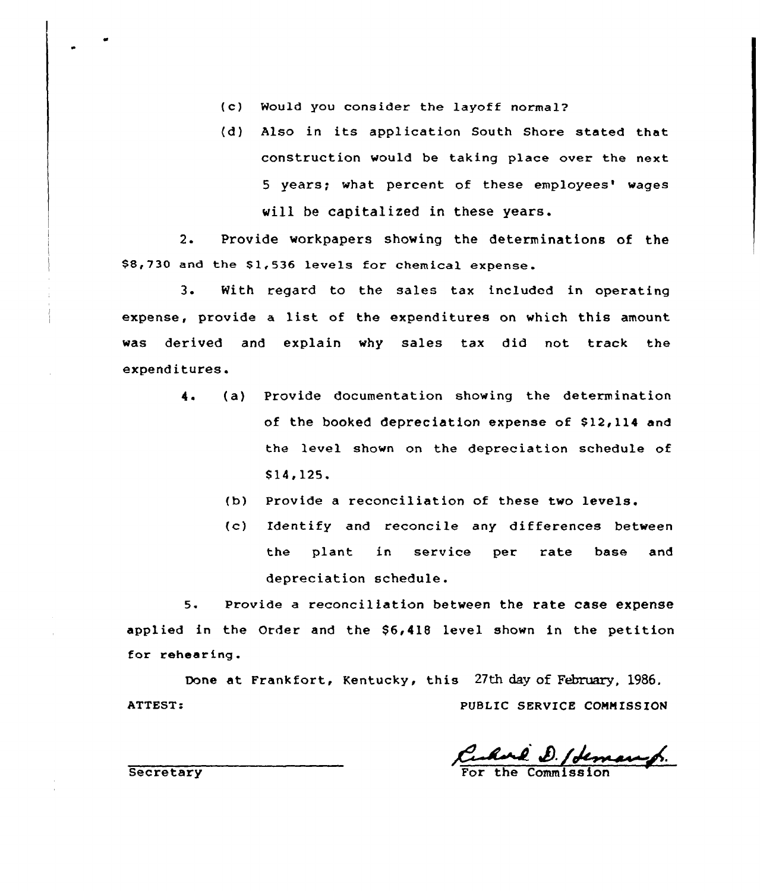(c) Would you consider the layoff normal?

(d) Also in its application South Shore stated that construction would be taking place over the next 5 years; what percent of these employees' wages will be capitalized in these years.

2. Provide workpapers showing the determinations of the $8,730 and the $1,536 levels for chemical expense.

3. With regard to the sales tax included in operating expense, provide a list of the expenditures on which this amount was derived and explain why sales tax did not track the expenditures.

4. (a) Provide documentation showing the determination of the booked depreciation expense of $12,114 and the level shown on the depreciation schedule of $14,125.

(b) Provide a reconciliation of these two levels.

(c) Identify and reconcile any differences between the plant in service per rate base and depreciation schedule.

5. Provide a reconciliation between the rate case expense applied in the Order and the $6,418 level shown in the petition for rehearing.

Done at Frankfort, Kentucky, this 27th day of February, 1986.

ATTEST:

PUBLIC SERVICE COMMISSION

Secretary

For the Commission